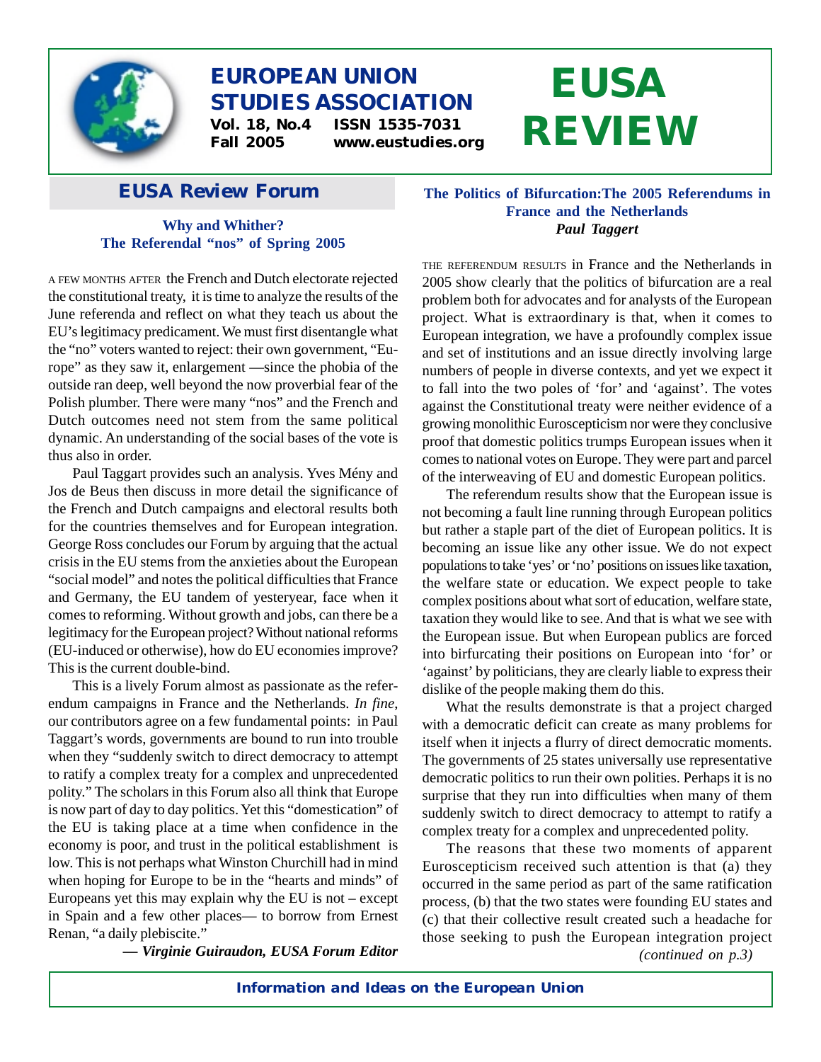# EUROPEAN UNION STUDIES ASSOCIATION

**Vol. 18, No.4 ISSN 1535-7031**
**Fall 2005 www.eustudies.org**

# EUSA REVIEW

## EUSA Review Forum

### Why and Whither? The Referendal "nos" of Spring 2005

A FEW MONTHS AFTER the French and Dutch electorate rejected the constitutional treaty, it is time to analyze the results of the June referenda and reflect on what they teach us about the EU's legitimacy predicament. We must first disentangle what the "no" voters wanted to reject: their own government, "Europe" as they saw it, enlargement —since the phobia of the outside ran deep, well beyond the now proverbial fear of the Polish plumber. There were many "nos" and the French and Dutch outcomes need not stem from the same political dynamic. An understanding of the social bases of the vote is thus also in order.

Paul Taggart provides such an analysis. Yves Mény and Jos de Beus then discuss in more detail the significance of the French and Dutch campaigns and electoral results both for the countries themselves and for European integration. George Ross concludes our Forum by arguing that the actual crisis in the EU stems from the anxieties about the European "social model" and notes the political difficulties that France and Germany, the EU tandem of yesteryear, face when it comes to reforming. Without growth and jobs, can there be a legitimacy for the European project? Without national reforms (EU-induced or otherwise), how do EU economies improve? This is the current double-bind.

This is a lively Forum almost as passionate as the referendum campaigns in France and the Netherlands. *In fine*, our contributors agree on a few fundamental points: in Paul Taggart's words, governments are bound to run into trouble when they "suddenly switch to direct democracy to attempt to ratify a complex treaty for a complex and unprecedented polity." The scholars in this Forum also all think that Europe is now part of day to day politics. Yet this "domestication" of the EU is taking place at a time when confidence in the economy is poor, and trust in the political establishment is low. This is not perhaps what Winston Churchill had in mind when hoping for Europe to be in the "hearts and minds" of Europeans yet this may explain why the EU is not – except in Spain and a few other places— to borrow from Ernest Renan, "a daily plebiscite."

***— Virginie Guiraudon, EUSA Forum Editor***

### The Politics of Bifurcation: The 2005 Referendums in France and the Netherlands

***Paul Taggert***

THE REFERENDUM RESULTS in France and the Netherlands in 2005 show clearly that the politics of bifurcation are a real problem both for advocates and for analysts of the European project. What is extraordinary is that, when it comes to European integration, we have a profoundly complex issue and set of institutions and an issue directly involving large numbers of people in diverse contexts, and yet we expect it to fall into the two poles of 'for' and 'against'. The votes against the Constitutional treaty were neither evidence of a growing monolithic Euroscepticism nor were they conclusive proof that domestic politics trumps European issues when it comes to national votes on Europe. They were part and parcel of the interweaving of EU and domestic European politics.

The referendum results show that the European issue is not becoming a fault line running through European politics but rather a staple part of the diet of European politics. It is becoming an issue like any other issue. We do not expect populations to take 'yes' or 'no' positions on issues like taxation, the welfare state or education. We expect people to take complex positions about what sort of education, welfare state, taxation they would like to see. And that is what we see with the European issue. But when European publics are forced into birfurcating their positions on European into 'for' or 'against' by politicians, they are clearly liable to express their dislike of the people making them do this.

What the results demonstrate is that a project charged with a democratic deficit can create as many problems for itself when it injects a flurry of direct democratic moments. The governments of 25 states universally use representative democratic politics to run their own polities. Perhaps it is no surprise that they run into difficulties when many of them suddenly switch to direct democracy to attempt to ratify a complex treaty for a complex and unprecedented polity.

The reasons that these two moments of apparent Euroscepticism received such attention is that (a) they occurred in the same period as part of the same ratification process, (b) that the two states were founding EU states and (c) that their collective result created such a headache for those seeking to push the European integration project

*(continued on p.3)*

**Information and Ideas on the European Union**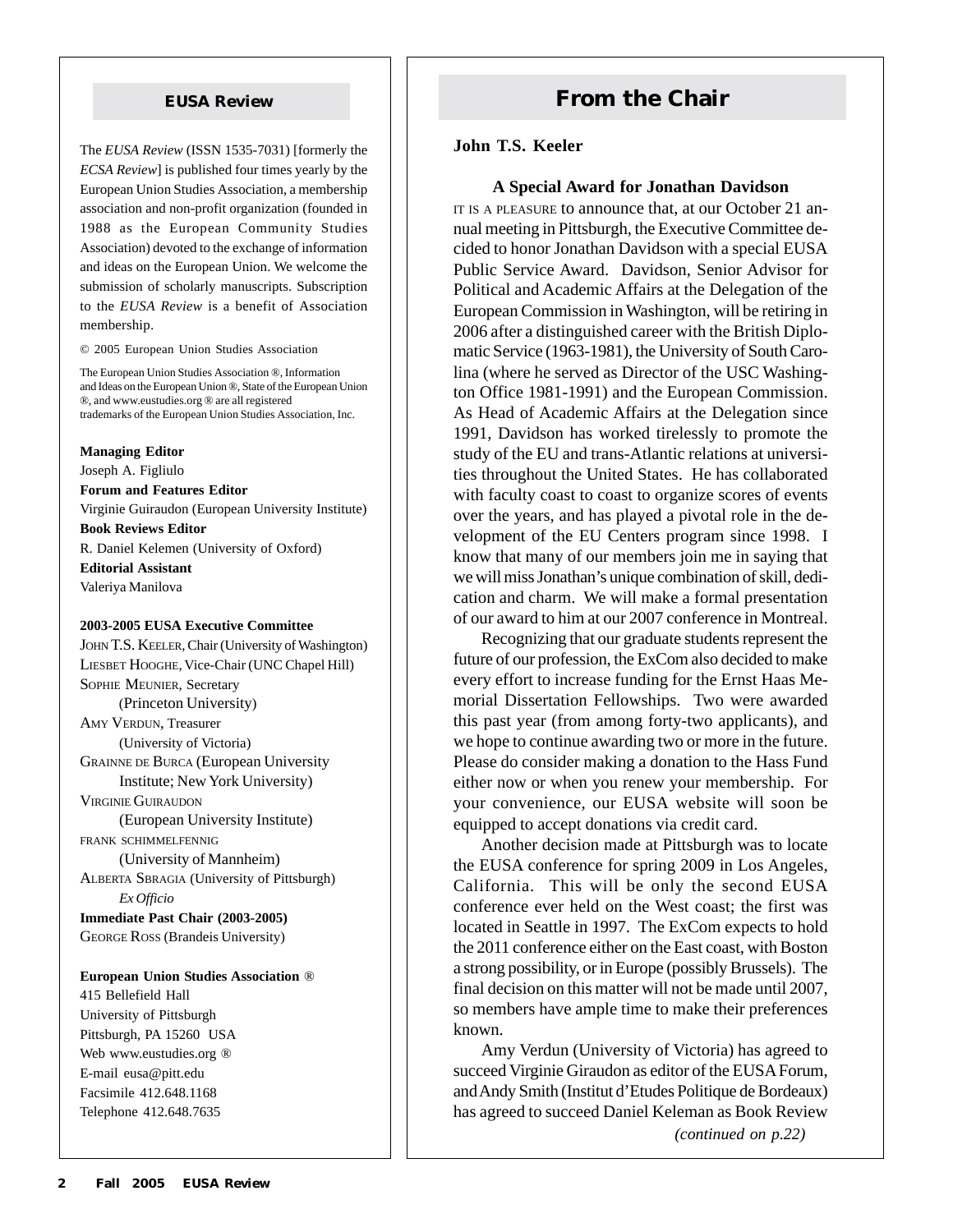## EUSA Review

The *EUSA Review* (ISSN 1535-7031) [formerly the *ECSA Review*] is published four times yearly by the European Union Studies Association, a membership association and non-profit organization (founded in 1988 as the European Community Studies Association) devoted to the exchange of information and ideas on the European Union. We welcome the submission of scholarly manuscripts. Subscription to the *EUSA Review* is a benefit of Association membership.

© 2005 European Union Studies Association

The European Union Studies Association ®, Information and Ideas on the European Union ®, State of the European Union ®, and www.eustudies.org ® are all registered trademarks of the European Union Studies Association, Inc.

**Managing Editor**
Joseph A. Figliulo
**Forum and Features Editor**
Virginie Guiraudon (European University Institute)
**Book Reviews Editor**
R. Daniel Kelemen (University of Oxford)
**Editorial Assistant**
Valeriya Manilova

**2003-2005 EUSA Executive Committee**
JOHN T.S. KEELER, Chair (University of Washington)
LIESBET HOOGHE, Vice-Chair (UNC Chapel Hill)
SOPHIE MEUNIER, Secretary
(Princeton University)
AMY VERDUN, Treasurer
(University of Victoria)
GRAINNE DE BURCA (European University Institute; New York University)
VIRGINIE GUIRAUDON
(European University Institute)
FRANK SCHIMMELFENNIG
(University of Mannheim)
ALBERTA SBRAGIA (University of Pittsburgh)
*Ex Officio*
**Immediate Past Chair (2003-2005)**
GEORGE ROSS (Brandeis University)

**European Union Studies Association ®**
415 Bellefield Hall
University of Pittsburgh
Pittsburgh, PA 15260 USA
Web www.eustudies.org ®
E-mail eusa@pitt.edu
Facsimile 412.648.1168
Telephone 412.648.7635

## From the Chair

**John T.S. Keeler**

### A Special Award for Jonathan Davidson

IT IS A PLEASURE to announce that, at our October 21 annual meeting in Pittsburgh, the Executive Committee decided to honor Jonathan Davidson with a special EUSA Public Service Award. Davidson, Senior Advisor for Political and Academic Affairs at the Delegation of the European Commission in Washington, will be retiring in 2006 after a distinguished career with the British Diplomatic Service (1963-1981), the University of South Carolina (where he served as Director of the USC Washington Office 1981-1991) and the European Commission. As Head of Academic Affairs at the Delegation since 1991, Davidson has worked tirelessly to promote the study of the EU and trans-Atlantic relations at universities throughout the United States. He has collaborated with faculty coast to coast to organize scores of events over the years, and has played a pivotal role in the development of the EU Centers program since 1998. I know that many of our members join me in saying that we will miss Jonathan's unique combination of skill, dedication and charm. We will make a formal presentation of our award to him at our 2007 conference in Montreal.

Recognizing that our graduate students represent the future of our profession, the ExCom also decided to make every effort to increase funding for the Ernst Haas Memorial Dissertation Fellowships. Two were awarded this past year (from among forty-two applicants), and we hope to continue awarding two or more in the future. Please do consider making a donation to the Hass Fund either now or when you renew your membership. For your convenience, our EUSA website will soon be equipped to accept donations via credit card.

Another decision made at Pittsburgh was to locate the EUSA conference for spring 2009 in Los Angeles, California. This will be only the second EUSA conference ever held on the West coast; the first was located in Seattle in 1997. The ExCom expects to hold the 2011 conference either on the East coast, with Boston a strong possibility, or in Europe (possibly Brussels). The final decision on this matter will not be made until 2007, so members have ample time to make their preferences known.

Amy Verdun (University of Victoria) has agreed to succeed Virginie Giraudon as editor of the EUSA Forum, and Andy Smith (Institut d'Etudes Politique de Bordeaux) has agreed to succeed Daniel Keleman as Book Review

*(continued on p.22)*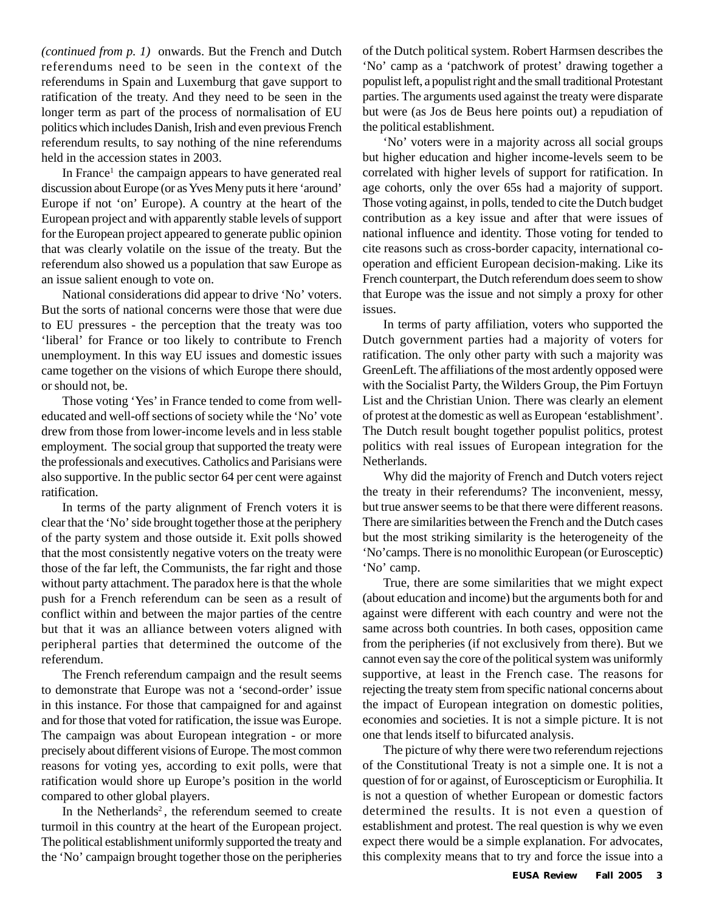*(continued from p. 1)* onwards. But the French and Dutch referendums need to be seen in the context of the referendums in Spain and Luxemburg that gave support to ratification of the treaty. And they need to be seen in the longer term as part of the process of normalisation of EU politics which includes Danish, Irish and even previous French referendum results, to say nothing of the nine referendums held in the accession states in 2003.

In France[1] the campaign appears to have generated real discussion about Europe (or as Yves Meny puts it here 'around' Europe if not 'on' Europe). A country at the heart of the European project and with apparently stable levels of support for the European project appeared to generate public opinion that was clearly volatile on the issue of the treaty. But the referendum also showed us a population that saw Europe as an issue salient enough to vote on.

National considerations did appear to drive 'No' voters. But the sorts of national concerns were those that were due to EU pressures - the perception that the treaty was too 'liberal' for France or too likely to contribute to French unemployment. In this way EU issues and domestic issues came together on the visions of which Europe there should, or should not, be.

Those voting 'Yes' in France tended to come from well-educated and well-off sections of society while the 'No' vote drew from those from lower-income levels and in less stable employment. The social group that supported the treaty were the professionals and executives. Catholics and Parisians were also supportive. In the public sector 64 per cent were against ratification.

In terms of the party alignment of French voters it is clear that the 'No' side brought together those at the periphery of the party system and those outside it. Exit polls showed that the most consistently negative voters on the treaty were those of the far left, the Communists, the far right and those without party attachment. The paradox here is that the whole push for a French referendum can be seen as a result of conflict within and between the major parties of the centre but that it was an alliance between voters aligned with peripheral parties that determined the outcome of the referendum.

The French referendum campaign and the result seems to demonstrate that Europe was not a 'second-order' issue in this instance. For those that campaigned for and against and for those that voted for ratification, the issue was Europe. The campaign was about European integration - or more precisely about different visions of Europe. The most common reasons for voting yes, according to exit polls, were that ratification would shore up Europe's position in the world compared to other global players.

In the Netherlands[2], the referendum seemed to create turmoil in this country at the heart of the European project. The political establishment uniformly supported the treaty and the 'No' campaign brought together those on the peripheries of the Dutch political system. Robert Harmsen describes the 'No' camp as a 'patchwork of protest' drawing together a populist left, a populist right and the small traditional Protestant parties. The arguments used against the treaty were disparate but were (as Jos de Beus here points out) a repudiation of the political establishment.

'No' voters were in a majority across all social groups but higher education and higher income-levels seem to be correlated with higher levels of support for ratification. In age cohorts, only the over 65s had a majority of support. Those voting against, in polls, tended to cite the Dutch budget contribution as a key issue and after that were issues of national influence and identity. Those voting for tended to cite reasons such as cross-border capacity, international co-operation and efficient European decision-making. Like its French counterpart, the Dutch referendum does seem to show that Europe was the issue and not simply a proxy for other issues.

In terms of party affiliation, voters who supported the Dutch government parties had a majority of voters for ratification. The only other party with such a majority was GreenLeft. The affiliations of the most ardently opposed were with the Socialist Party, the Wilders Group, the Pim Fortuyn List and the Christian Union. There was clearly an element of protest at the domestic as well as European 'establishment'. The Dutch result bought together populist politics, protest politics with real issues of European integration for the Netherlands.

Why did the majority of French and Dutch voters reject the treaty in their referendums? The inconvenient, messy, but true answer seems to be that there were different reasons. There are similarities between the French and the Dutch cases but the most striking similarity is the heterogeneity of the 'No' camps. There is no monolithic European (or Eurosceptic) 'No' camp.

True, there are some similarities that we might expect (about education and income) but the arguments both for and against were different with each country and were not the same across both countries. In both cases, opposition came from the peripheries (if not exclusively from there). But we cannot even say the core of the political system was uniformly supportive, at least in the French case. The reasons for rejecting the treaty stem from specific national concerns about the impact of European integration on domestic polities, economies and societies. It is not a simple picture. It is not one that lends itself to bifurcated analysis.

The picture of why there were two referendum rejections of the Constitutional Treaty is not a simple one. It is not a question of for or against, of Euroscepticism or Europhilia. It is not a question of whether European or domestic factors determined the results. It is not even a question of establishment and protest. The real question is why we even expect there would be a simple explanation. For advocates, this complexity means that to try and force the issue into a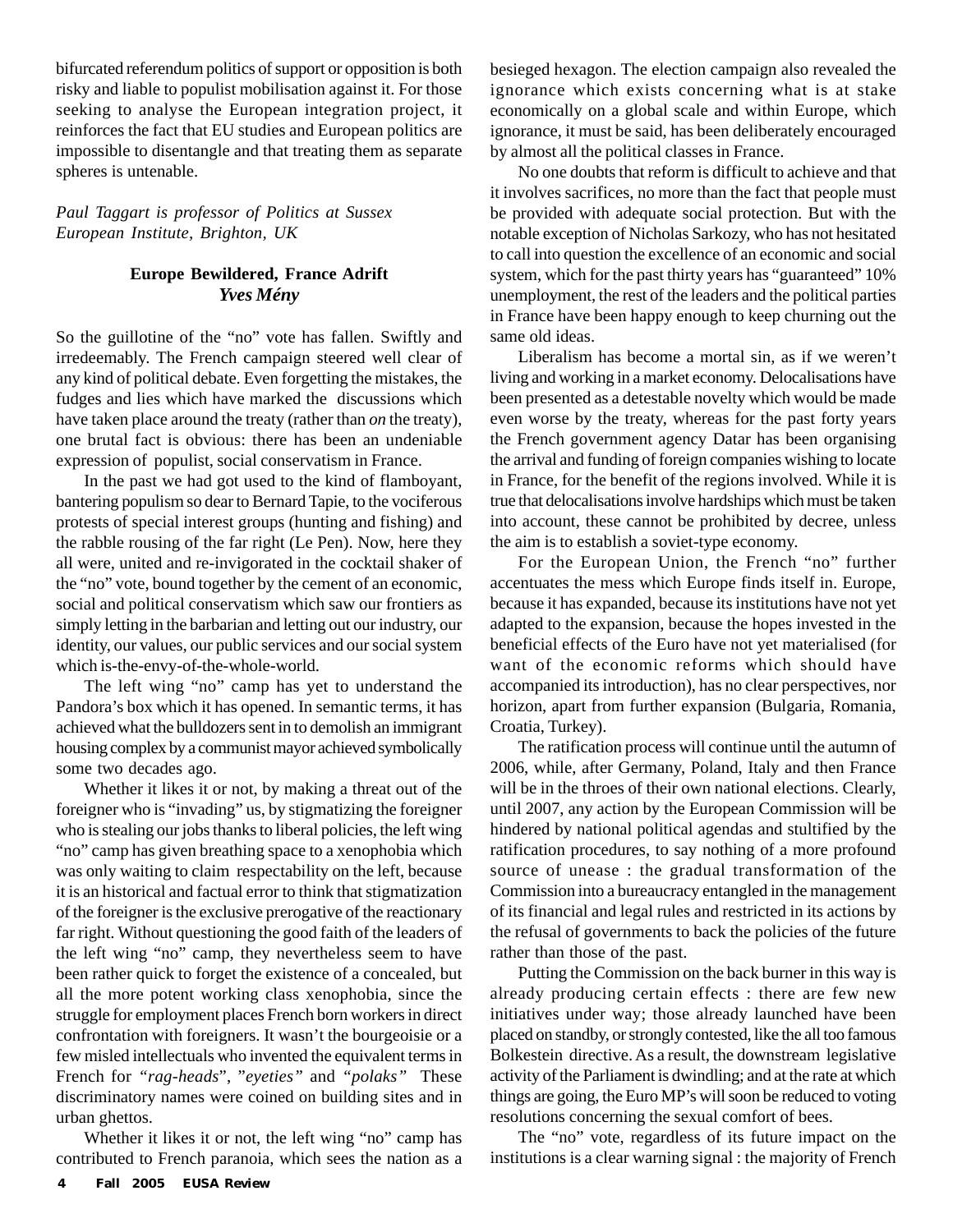bifurcated referendum politics of support or opposition is both risky and liable to populist mobilisation against it. For those seeking to analyse the European integration project, it reinforces the fact that EU studies and European politics are impossible to disentangle and that treating them as separate spheres is untenable.

*Paul Taggart is professor of Politics at Sussex European Institute, Brighton, UK*

## Europe Bewildered, France Adrift
***Yves Mény***

So the guillotine of the "no" vote has fallen. Swiftly and irredeemably. The French campaign steered well clear of any kind of political debate. Even forgetting the mistakes, the fudges and lies which have marked the discussions which have taken place around the treaty (rather than *on* the treaty), one brutal fact is obvious: there has been an undeniable expression of populist, social conservatism in France.

In the past we had got used to the kind of flamboyant, bantering populism so dear to Bernard Tapie, to the vociferous protests of special interest groups (hunting and fishing) and the rabble rousing of the far right (Le Pen). Now, here they all were, united and re-invigorated in the cocktail shaker of the "no" vote, bound together by the cement of an economic, social and political conservatism which saw our frontiers as simply letting in the barbarian and letting out our industry, our identity, our values, our public services and our social system which is-the-envy-of-the-whole-world.

The left wing "no" camp has yet to understand the Pandora's box which it has opened. In semantic terms, it has achieved what the bulldozers sent in to demolish an immigrant housing complex by a communist mayor achieved symbolically some two decades ago.

Whether it likes it or not, by making a threat out of the foreigner who is "invading" us, by stigmatizing the foreigner who is stealing our jobs thanks to liberal policies, the left wing "no" camp has given breathing space to a xenophobia which was only waiting to claim respectability on the left, because it is an historical and factual error to think that stigmatization of the foreigner is the exclusive prerogative of the reactionary far right. Without questioning the good faith of the leaders of the left wing "no" camp, they nevertheless seem to have been rather quick to forget the existence of a concealed, but all the more potent working class xenophobia, since the struggle for employment places French born workers in direct confrontation with foreigners. It wasn't the bourgeoisie or a few misled intellectuals who invented the equivalent terms in French for "*rag-heads*", "*eyeties*" and "*polaks*" These discriminatory names were coined on building sites and in urban ghettos.

Whether it likes it or not, the left wing "no" camp has contributed to French paranoia, which sees the nation as a besieged hexagon. The election campaign also revealed the ignorance which exists concerning what is at stake economically on a global scale and within Europe, which ignorance, it must be said, has been deliberately encouraged by almost all the political classes in France.

No one doubts that reform is difficult to achieve and that it involves sacrifices, no more than the fact that people must be provided with adequate social protection. But with the notable exception of Nicholas Sarkozy, who has not hesitated to call into question the excellence of an economic and social system, which for the past thirty years has "guaranteed" 10% unemployment, the rest of the leaders and the political parties in France have been happy enough to keep churning out the same old ideas.

Liberalism has become a mortal sin, as if we weren't living and working in a market economy. Delocalisations have been presented as a detestable novelty which would be made even worse by the treaty, whereas for the past forty years the French government agency Datar has been organising the arrival and funding of foreign companies wishing to locate in France, for the benefit of the regions involved. While it is true that delocalisations involve hardships which must be taken into account, these cannot be prohibited by decree, unless the aim is to establish a soviet-type economy.

For the European Union, the French "no" further accentuates the mess which Europe finds itself in. Europe, because it has expanded, because its institutions have not yet adapted to the expansion, because the hopes invested in the beneficial effects of the Euro have not yet materialised (for want of the economic reforms which should have accompanied its introduction), has no clear perspectives, nor horizon, apart from further expansion (Bulgaria, Romania, Croatia, Turkey).

The ratification process will continue until the autumn of 2006, while, after Germany, Poland, Italy and then France will be in the throes of their own national elections. Clearly, until 2007, any action by the European Commission will be hindered by national political agendas and stultified by the ratification procedures, to say nothing of a more profound source of unease : the gradual transformation of the Commission into a bureaucracy entangled in the management of its financial and legal rules and restricted in its actions by the refusal of governments to back the policies of the future rather than those of the past.

Putting the Commission on the back burner in this way is already producing certain effects : there are few new initiatives under way; those already launched have been placed on standby, or strongly contested, like the all too famous Bolkestein directive. As a result, the downstream legislative activity of the Parliament is dwindling; and at the rate at which things are going, the Euro MP's will soon be reduced to voting resolutions concerning the sexual comfort of bees.

The "no" vote, regardless of its future impact on the institutions is a clear warning signal : the majority of French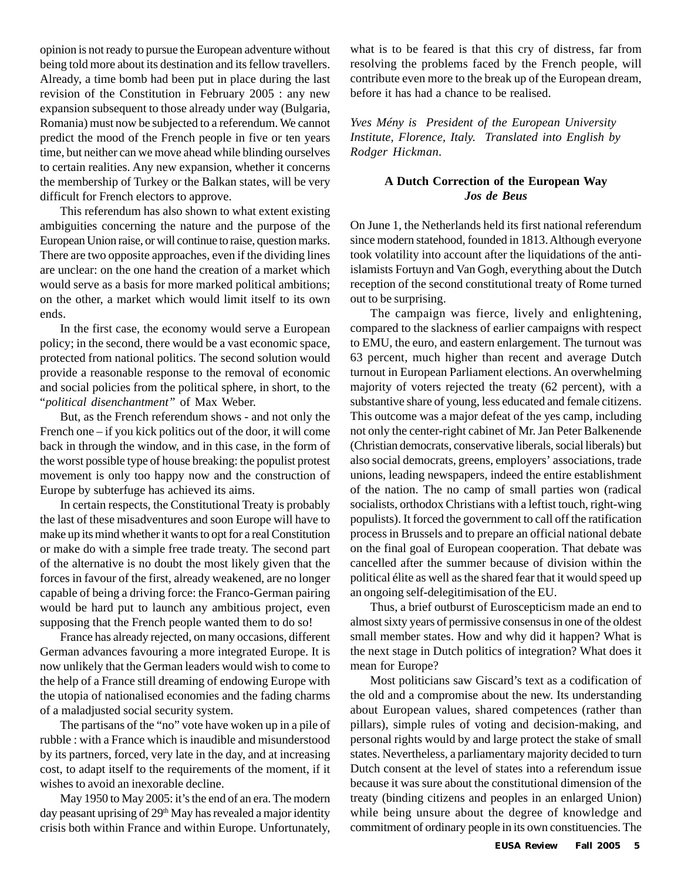opinion is not ready to pursue the European adventure without being told more about its destination and its fellow travellers. Already, a time bomb had been put in place during the last revision of the Constitution in February 2005 : any new expansion subsequent to those already under way (Bulgaria, Romania) must now be subjected to a referendum. We cannot predict the mood of the French people in five or ten years time, but neither can we move ahead while blinding ourselves to certain realities. Any new expansion, whether it concerns the membership of Turkey or the Balkan states, will be very difficult for French electors to approve.

This referendum has also shown to what extent existing ambiguities concerning the nature and the purpose of the European Union raise, or will continue to raise, question marks. There are two opposite approaches, even if the dividing lines are unclear: on the one hand the creation of a market which would serve as a basis for more marked political ambitions; on the other, a market which would limit itself to its own ends.

In the first case, the economy would serve a European policy; in the second, there would be a vast economic space, protected from national politics. The second solution would provide a reasonable response to the removal of economic and social policies from the political sphere, in short, to the "*political disenchantment*" of Max Weber.

But, as the French referendum shows - and not only the French one – if you kick politics out of the door, it will come back in through the window, and in this case, in the form of the worst possible type of house breaking: the populist protest movement is only too happy now and the construction of Europe by subterfuge has achieved its aims.

In certain respects, the Constitutional Treaty is probably the last of these misadventures and soon Europe will have to make up its mind whether it wants to opt for a real Constitution or make do with a simple free trade treaty. The second part of the alternative is no doubt the most likely given that the forces in favour of the first, already weakened, are no longer capable of being a driving force: the Franco-German pairing would be hard put to launch any ambitious project, even supposing that the French people wanted them to do so!

France has already rejected, on many occasions, different German advances favouring a more integrated Europe. It is now unlikely that the German leaders would wish to come to the help of a France still dreaming of endowing Europe with the utopia of nationalised economies and the fading charms of a maladjusted social security system.

The partisans of the "no" vote have woken up in a pile of rubble : with a France which is inaudible and misunderstood by its partners, forced, very late in the day, and at increasing cost, to adapt itself to the requirements of the moment, if it wishes to avoid an inexorable decline.

May 1950 to May 2005: it's the end of an era. The modern day peasant uprising of 29th May has revealed a major identity crisis both within France and within Europe. Unfortunately, what is to be feared is that this cry of distress, far from resolving the problems faced by the French people, will contribute even more to the break up of the European dream, before it has had a chance to be realised.

*Yves Mény is President of the European University Institute, Florence, Italy. Translated into English by Rodger Hickman.*

## A Dutch Correction of the European Way
***Jos de Beus***

On June 1, the Netherlands held its first national referendum since modern statehood, founded in 1813. Although everyone took volatility into account after the liquidations of the anti-islamists Fortuyn and Van Gogh, everything about the Dutch reception of the second constitutional treaty of Rome turned out to be surprising.

The campaign was fierce, lively and enlightening, compared to the slackness of earlier campaigns with respect to EMU, the euro, and eastern enlargement. The turnout was 63 percent, much higher than recent and average Dutch turnout in European Parliament elections. An overwhelming majority of voters rejected the treaty (62 percent), with a substantive share of young, less educated and female citizens. This outcome was a major defeat of the yes camp, including not only the center-right cabinet of Mr. Jan Peter Balkenende (Christian democrats, conservative liberals, social liberals) but also social democrats, greens, employers' associations, trade unions, leading newspapers, indeed the entire establishment of the nation. The no camp of small parties won (radical socialists, orthodox Christians with a leftist touch, right-wing populists). It forced the government to call off the ratification process in Brussels and to prepare an official national debate on the final goal of European cooperation. That debate was cancelled after the summer because of division within the political élite as well as the shared fear that it would speed up an ongoing self-delegitimisation of the EU.

Thus, a brief outburst of Euroscepticism made an end to almost sixty years of permissive consensus in one of the oldest small member states. How and why did it happen? What is the next stage in Dutch politics of integration? What does it mean for Europe?

Most politicians saw Giscard's text as a codification of the old and a compromise about the new. Its understanding about European values, shared competences (rather than pillars), simple rules of voting and decision-making, and personal rights would by and large protect the stake of small states. Nevertheless, a parliamentary majority decided to turn Dutch consent at the level of states into a referendum issue because it was sure about the constitutional dimension of the treaty (binding citizens and peoples in an enlarged Union) while being unsure about the degree of knowledge and commitment of ordinary people in its own constituencies. The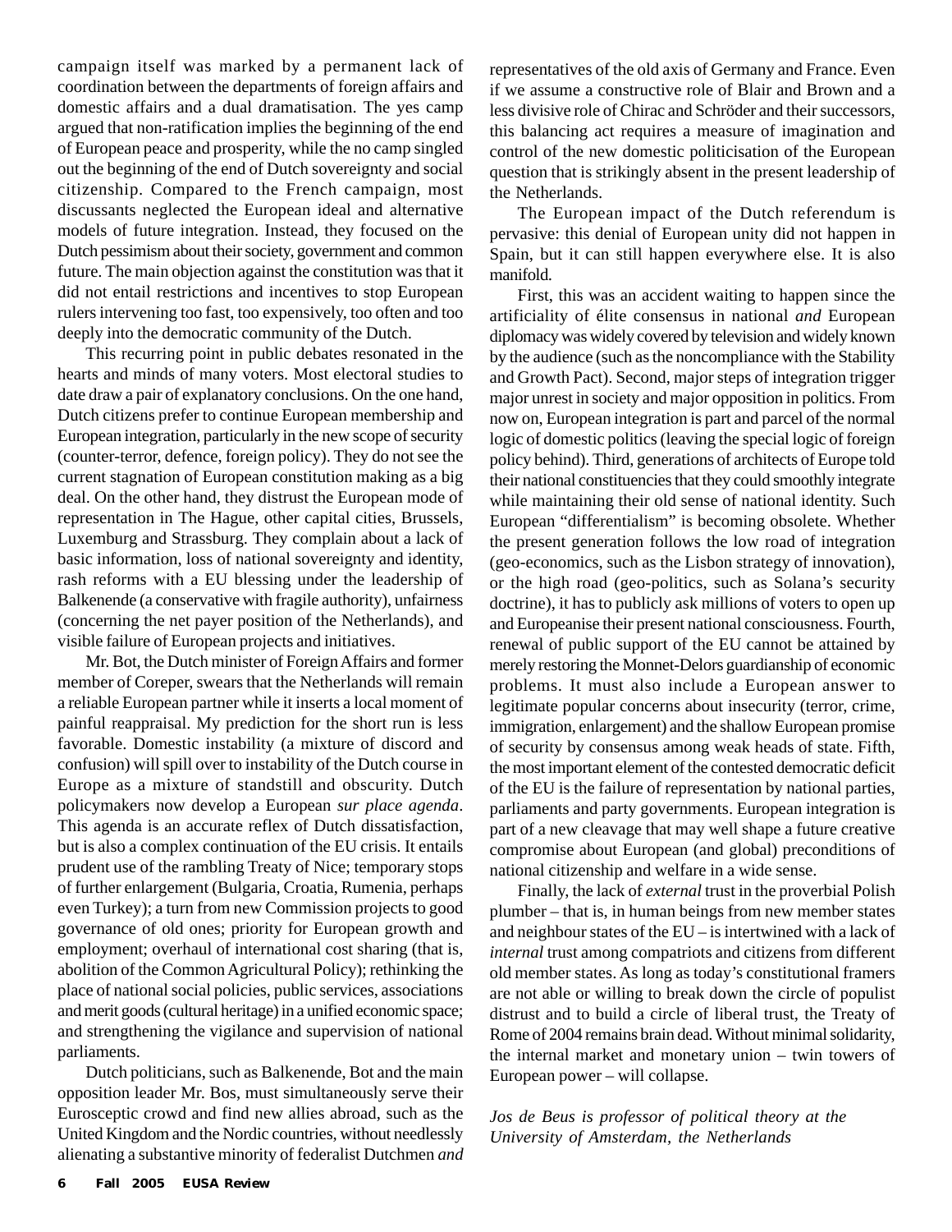campaign itself was marked by a permanent lack of coordination between the departments of foreign affairs and domestic affairs and a dual dramatisation. The yes camp argued that non-ratification implies the beginning of the end of European peace and prosperity, while the no camp singled out the beginning of the end of Dutch sovereignty and social citizenship. Compared to the French campaign, most discussants neglected the European ideal and alternative models of future integration. Instead, they focused on the Dutch pessimism about their society, government and common future. The main objection against the constitution was that it did not entail restrictions and incentives to stop European rulers intervening too fast, too expensively, too often and too deeply into the democratic community of the Dutch.

This recurring point in public debates resonated in the hearts and minds of many voters. Most electoral studies to date draw a pair of explanatory conclusions. On the one hand, Dutch citizens prefer to continue European membership and European integration, particularly in the new scope of security (counter-terror, defence, foreign policy). They do not see the current stagnation of European constitution making as a big deal. On the other hand, they distrust the European mode of representation in The Hague, other capital cities, Brussels, Luxemburg and Strassburg. They complain about a lack of basic information, loss of national sovereignty and identity, rash reforms with a EU blessing under the leadership of Balkenende (a conservative with fragile authority), unfairness (concerning the net payer position of the Netherlands), and visible failure of European projects and initiatives.

Mr. Bot, the Dutch minister of Foreign Affairs and former member of Coreper, swears that the Netherlands will remain a reliable European partner while it inserts a local moment of painful reappraisal. My prediction for the short run is less favorable. Domestic instability (a mixture of discord and confusion) will spill over to instability of the Dutch course in Europe as a mixture of standstill and obscurity. Dutch policymakers now develop a European *sur place agenda*. This agenda is an accurate reflex of Dutch dissatisfaction, but is also a complex continuation of the EU crisis. It entails prudent use of the rambling Treaty of Nice; temporary stops of further enlargement (Bulgaria, Croatia, Rumenia, perhaps even Turkey); a turn from new Commission projects to good governance of old ones; priority for European growth and employment; overhaul of international cost sharing (that is, abolition of the Common Agricultural Policy); rethinking the place of national social policies, public services, associations and merit goods (cultural heritage) in a unified economic space; and strengthening the vigilance and supervision of national parliaments.

Dutch politicians, such as Balkenende, Bot and the main opposition leader Mr. Bos, must simultaneously serve their Eurosceptic crowd and find new allies abroad, such as the United Kingdom and the Nordic countries, without needlessly alienating a substantive minority of federalist Dutchmen *and* representatives of the old axis of Germany and France. Even if we assume a constructive role of Blair and Brown and a less divisive role of Chirac and Schröder and their successors, this balancing act requires a measure of imagination and control of the new domestic politicisation of the European question that is strikingly absent in the present leadership of the Netherlands.

The European impact of the Dutch referendum is pervasive: this denial of European unity did not happen in Spain, but it can still happen everywhere else. It is also manifold.

First, this was an accident waiting to happen since the artificiality of élite consensus in national *and* European diplomacy was widely covered by television and widely known by the audience (such as the noncompliance with the Stability and Growth Pact). Second, major steps of integration trigger major unrest in society and major opposition in politics. From now on, European integration is part and parcel of the normal logic of domestic politics (leaving the special logic of foreign policy behind). Third, generations of architects of Europe told their national constituencies that they could smoothly integrate while maintaining their old sense of national identity. Such European "differentialism" is becoming obsolete. Whether the present generation follows the low road of integration (geo-economics, such as the Lisbon strategy of innovation), or the high road (geo-politics, such as Solana's security doctrine), it has to publicly ask millions of voters to open up and Europeanise their present national consciousness. Fourth, renewal of public support of the EU cannot be attained by merely restoring the Monnet-Delors guardianship of economic problems. It must also include a European answer to legitimate popular concerns about insecurity (terror, crime, immigration, enlargement) and the shallow European promise of security by consensus among weak heads of state. Fifth, the most important element of the contested democratic deficit of the EU is the failure of representation by national parties, parliaments and party governments. European integration is part of a new cleavage that may well shape a future creative compromise about European (and global) preconditions of national citizenship and welfare in a wide sense.

Finally, the lack of *external* trust in the proverbial Polish plumber – that is, in human beings from new member states and neighbour states of the EU – is intertwined with a lack of *internal* trust among compatriots and citizens from different old member states. As long as today's constitutional framers are not able or willing to break down the circle of populist distrust and to build a circle of liberal trust, the Treaty of Rome of 2004 remains brain dead. Without minimal solidarity, the internal market and monetary union – twin towers of European power – will collapse.

*Jos de Beus is professor of political theory at the University of Amsterdam, the Netherlands*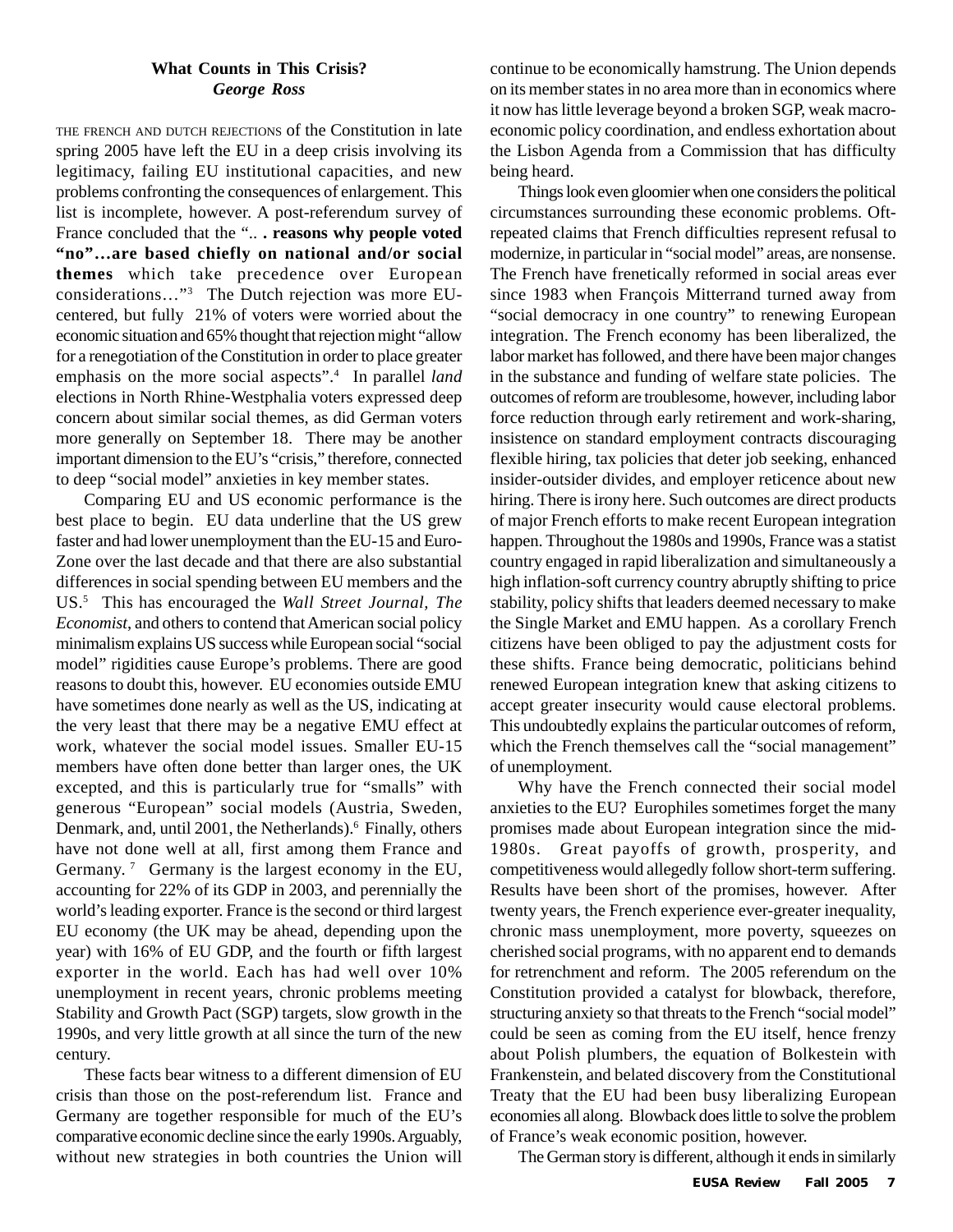### What Counts in This Crisis?

***George Ross***

THE FRENCH AND DUTCH REJECTIONS of the Constitution in late spring 2005 have left the EU in a deep crisis involving its legitimacy, failing EU institutional capacities, and new problems confronting the consequences of enlargement. This list is incomplete, however. A post-referendum survey of France concluded that the ".. **. reasons why people voted "no"…are based chiefly on national and/or social themes** which take precedence over European considerations…"[3] The Dutch rejection was more EU-centered, but fully 21% of voters were worried about the economic situation and 65% thought that rejection might "allow for a renegotiation of the Constitution in order to place greater emphasis on the more social aspects".[4] In parallel *land* elections in North Rhine-Westphalia voters expressed deep concern about similar social themes, as did German voters more generally on September 18. There may be another important dimension to the EU's "crisis," therefore, connected to deep "social model" anxieties in key member states.

Comparing EU and US economic performance is the best place to begin. EU data underline that the US grew faster and had lower unemployment than the EU-15 and Euro-Zone over the last decade and that there are also substantial differences in social spending between EU members and the US.[5] This has encouraged the *Wall Street Journal, The Economist*, and others to contend that American social policy minimalism explains US success while European social "social model" rigidities cause Europe's problems. There are good reasons to doubt this, however. EU economies outside EMU have sometimes done nearly as well as the US, indicating at the very least that there may be a negative EMU effect at work, whatever the social model issues. Smaller EU-15 members have often done better than larger ones, the UK excepted, and this is particularly true for "smalls" with generous "European" social models (Austria, Sweden, Denmark, and, until 2001, the Netherlands).[6] Finally, others have not done well at all, first among them France and Germany.[7] Germany is the largest economy in the EU, accounting for 22% of its GDP in 2003, and perennially the world's leading exporter. France is the second or third largest EU economy (the UK may be ahead, depending upon the year) with 16% of EU GDP, and the fourth or fifth largest exporter in the world. Each has had well over 10% unemployment in recent years, chronic problems meeting Stability and Growth Pact (SGP) targets, slow growth in the 1990s, and very little growth at all since the turn of the new century.

These facts bear witness to a different dimension of EU crisis than those on the post-referendum list. France and Germany are together responsible for much of the EU's comparative economic decline since the early 1990s. Arguably, without new strategies in both countries the Union will continue to be economically hamstrung. The Union depends on its member states in no area more than in economics where it now has little leverage beyond a broken SGP, weak macro-economic policy coordination, and endless exhortation about the Lisbon Agenda from a Commission that has difficulty being heard.

Things look even gloomier when one considers the political circumstances surrounding these economic problems. Oft-repeated claims that French difficulties represent refusal to modernize, in particular in "social model" areas, are nonsense. The French have frenetically reformed in social areas ever since 1983 when François Mitterrand turned away from "social democracy in one country" to renewing European integration. The French economy has been liberalized, the labor market has followed, and there have been major changes in the substance and funding of welfare state policies. The outcomes of reform are troublesome, however, including labor force reduction through early retirement and work-sharing, insistence on standard employment contracts discouraging flexible hiring, tax policies that deter job seeking, enhanced insider-outsider divides, and employer reticence about new hiring. There is irony here. Such outcomes are direct products of major French efforts to make recent European integration happen. Throughout the 1980s and 1990s, France was a statist country engaged in rapid liberalization and simultaneously a high inflation-soft currency country abruptly shifting to price stability, policy shifts that leaders deemed necessary to make the Single Market and EMU happen. As a corollary French citizens have been obliged to pay the adjustment costs for these shifts. France being democratic, politicians behind renewed European integration knew that asking citizens to accept greater insecurity would cause electoral problems. This undoubtedly explains the particular outcomes of reform, which the French themselves call the "social management" of unemployment.

Why have the French connected their social model anxieties to the EU? Europhiles sometimes forget the many promises made about European integration since the mid-1980s. Great payoffs of growth, prosperity, and competitiveness would allegedly follow short-term suffering. Results have been short of the promises, however. After twenty years, the French experience ever-greater inequality, chronic mass unemployment, more poverty, squeezes on cherished social programs, with no apparent end to demands for retrenchment and reform. The 2005 referendum on the Constitution provided a catalyst for blowback, therefore, structuring anxiety so that threats to the French "social model" could be seen as coming from the EU itself, hence frenzy about Polish plumbers, the equation of Bolkestein with Frankenstein, and belated discovery from the Constitutional Treaty that the EU had been busy liberalizing European economies all along. Blowback does little to solve the problem of France's weak economic position, however.

The German story is different, although it ends in similarly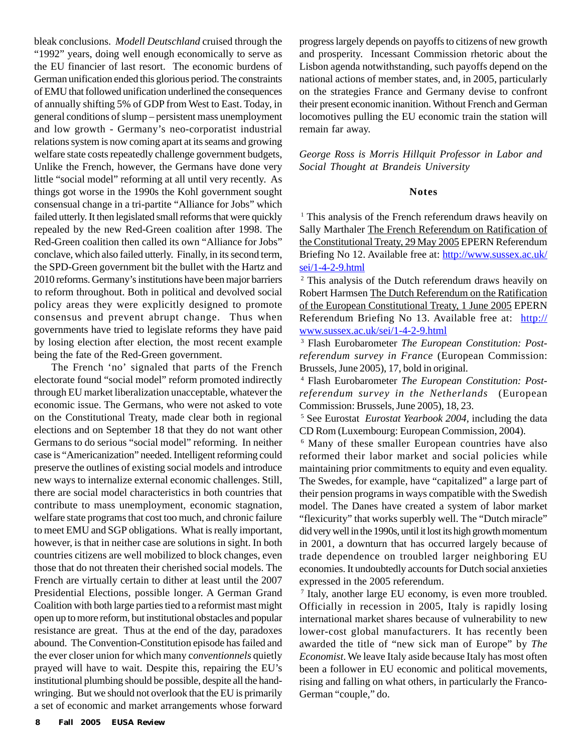bleak conclusions. *Modell Deutschland* cruised through the "1992" years, doing well enough economically to serve as the EU financier of last resort. The economic burdens of German unification ended this glorious period. The constraints of EMU that followed unification underlined the consequences of annually shifting 5% of GDP from West to East. Today, in general conditions of slump – persistent mass unemployment and low growth - Germany's neo-corporatist industrial relations system is now coming apart at its seams and growing welfare state costs repeatedly challenge government budgets, Unlike the French, however, the Germans have done very little "social model" reforming at all until very recently. As things got worse in the 1990s the Kohl government sought consensual change in a tri-partite "Alliance for Jobs" which failed utterly. It then legislated small reforms that were quickly repealed by the new Red-Green coalition after 1998. The Red-Green coalition then called its own "Alliance for Jobs" conclave, which also failed utterly. Finally, in its second term, the SPD-Green government bit the bullet with the Hartz and 2010 reforms. Germany's institutions have been major barriers to reform throughout. Both in political and devolved social policy areas they were explicitly designed to promote consensus and prevent abrupt change. Thus when governments have tried to legislate reforms they have paid by losing election after election, the most recent example being the fate of the Red-Green government.

The French 'no' signaled that parts of the French electorate found "social model" reform promoted indirectly through EU market liberalization unacceptable, whatever the economic issue. The Germans, who were not asked to vote on the Constitutional Treaty, made clear both in regional elections and on September 18 that they do not want other Germans to do serious "social model" reforming. In neither case is "Americanization" needed. Intelligent reforming could preserve the outlines of existing social models and introduce new ways to internalize external economic challenges. Still, there are social model characteristics in both countries that contribute to mass unemployment, economic stagnation, welfare state programs that cost too much, and chronic failure to meet EMU and SGP obligations. What is really important, however, is that in neither case are solutions in sight. In both countries citizens are well mobilized to block changes, even those that do not threaten their cherished social models. The French are virtually certain to dither at least until the 2007 Presidential Elections, possible longer. A German Grand Coalition with both large parties tied to a reformist mast might open up to more reform, but institutional obstacles and popular resistance are great. Thus at the end of the day, paradoxes abound. The Convention-Constitution episode has failed and the ever closer union for which many c*onventionnels* quietly prayed will have to wait. Despite this, repairing the EU's institutional plumbing should be possible, despite all the hand-wringing. But we should not overlook that the EU is primarily a set of economic and market arrangements whose forward progress largely depends on payoffs to citizens of new growth and prosperity. Incessant Commission rhetoric about the Lisbon agenda notwithstanding, such payoffs depend on the national actions of member states, and, in 2005, particularly on the strategies France and Germany devise to confront their present economic inanition. Without French and German locomotives pulling the EU economic train the station will remain far away.

*George Ross is Morris Hillquit Professor in Labor and Social Thought at Brandeis University*

## Notes

[1] This analysis of the French referendum draws heavily on Sally Marthaler The French Referendum on Ratification of the Constitutional Treaty, 29 May 2005 EPERN Referendum Briefing No 12. Available free at: http://www.sussex.ac.uk/sei/1-4-2-9.html

[2] This analysis of the Dutch referendum draws heavily on Robert Harmsen The Dutch Referendum on the Ratification of the European Constitutional Treaty, 1 June 2005 EPERN Referendum Briefing No 13. Available free at: http://www.sussex.ac.uk/sei/1-4-2-9.html

[3] Flash Eurobarometer *The European Constitution: Post-referendum survey in France* (European Commission: Brussels, June 2005), 17, bold in original.

[4] Flash Eurobarometer *The European Constitution: Post-referendum survey in the Netherlands* (European Commission: Brussels, June 2005), 18, 23.

[5] See Eurostat *Eurostat Yearbook 2004*, including the data CD Rom (Luxembourg: European Commission, 2004).

[6] Many of these smaller European countries have also reformed their labor market and social policies while maintaining prior commitments to equity and even equality. The Swedes, for example, have "capitalized" a large part of their pension programs in ways compatible with the Swedish model. The Danes have created a system of labor market "flexicurity" that works superbly well. The "Dutch miracle" did very well in the 1990s, until it lost its high growth momentum in 2001, a downturn that has occurred largely because of trade dependence on troubled larger neighboring EU economies. It undoubtedly accounts for Dutch social anxieties expressed in the 2005 referendum.

[7] Italy, another large EU economy, is even more troubled. Officially in recession in 2005, Italy is rapidly losing international market shares because of vulnerability to new lower-cost global manufacturers. It has recently been awarded the title of "new sick man of Europe" by *The Economist*. We leave Italy aside because Italy has most often been a follower in EU economic and political movements, rising and falling on what others, in particular the Franco-German "couple," do.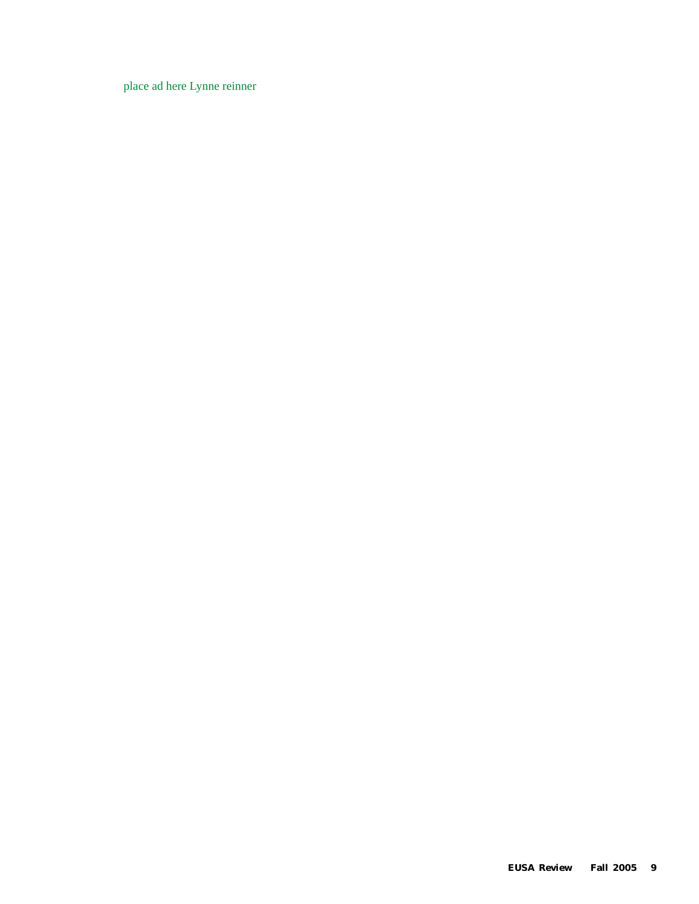place ad here Lynne reinner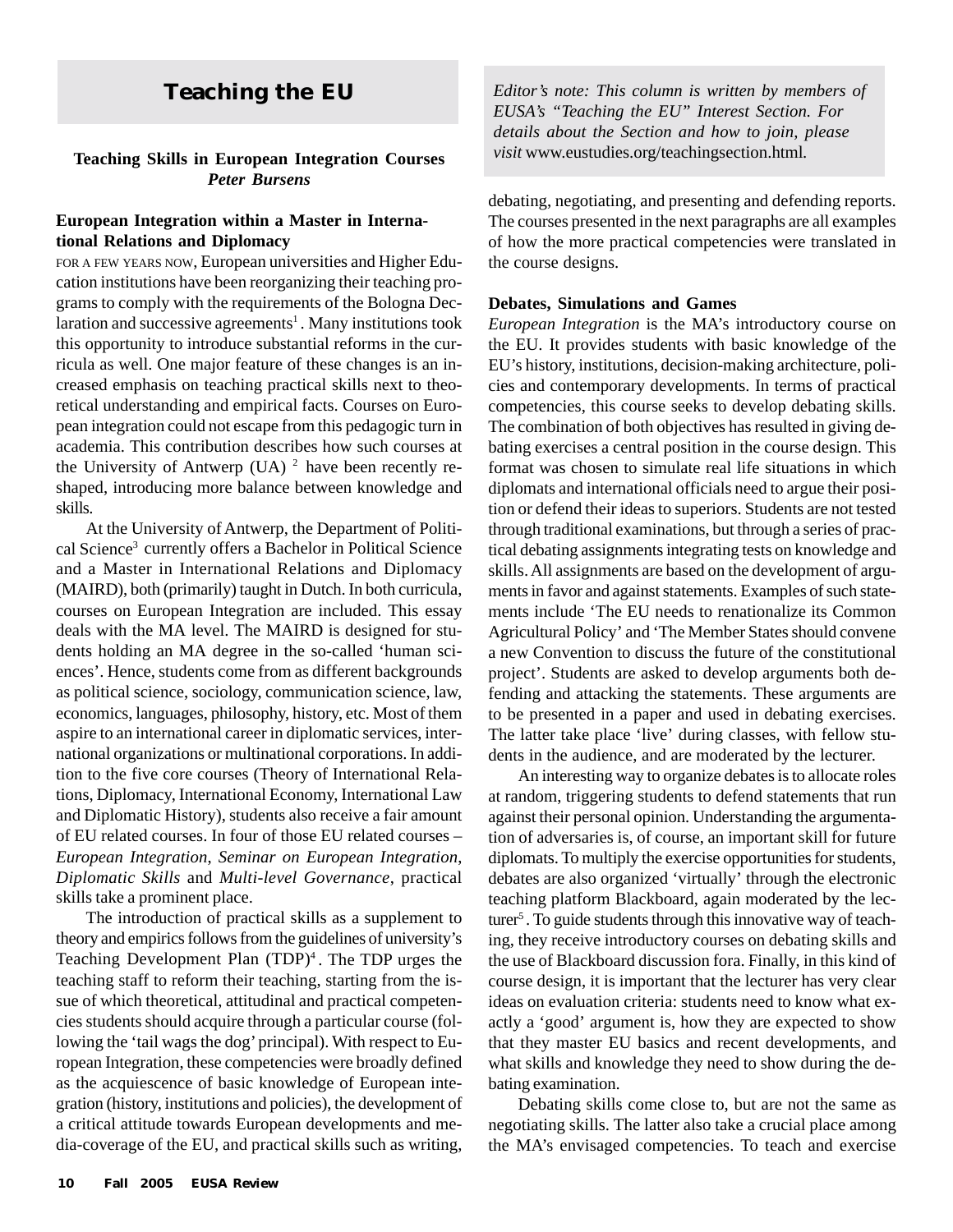# Teaching the EU

*Editor's note: This column is written by members of EUSA's "Teaching the EU" Interest Section. For details about the Section and how to join, please visit* www.eustudies.org/teachingsection.html.

## Teaching Skills in European Integration Courses

***Peter Bursens***

### European Integration within a Master in International Relations and Diplomacy

FOR A FEW YEARS NOW, European universities and Higher Education institutions have been reorganizing their teaching programs to comply with the requirements of the Bologna Declaration and successive agreements[1]. Many institutions took this opportunity to introduce substantial reforms in the curricula as well. One major feature of these changes is an increased emphasis on teaching practical skills next to theoretical understanding and empirical facts. Courses on European integration could not escape from this pedagogic turn in academia. This contribution describes how such courses at the University of Antwerp (UA) [2] have been recently reshaped, introducing more balance between knowledge and skills.

At the University of Antwerp, the Department of Political Science[3] currently offers a Bachelor in Political Science and a Master in International Relations and Diplomacy (MAIRD), both (primarily) taught in Dutch. In both curricula, courses on European Integration are included. This essay deals with the MA level. The MAIRD is designed for students holding an MA degree in the so-called 'human sciences'. Hence, students come from as different backgrounds as political science, sociology, communication science, law, economics, languages, philosophy, history, etc. Most of them aspire to an international career in diplomatic services, international organizations or multinational corporations. In addition to the five core courses (Theory of International Relations, Diplomacy, International Economy, International Law and Diplomatic History), students also receive a fair amount of EU related courses. In four of those EU related courses – *European Integration*, *Seminar on European Integration*, *Diplomatic Skills* and *Multi-level Governance*, practical skills take a prominent place.

The introduction of practical skills as a supplement to theory and empirics follows from the guidelines of university's Teaching Development Plan (TDP)[4]. The TDP urges the teaching staff to reform their teaching, starting from the issue of which theoretical, attitudinal and practical competencies students should acquire through a particular course (following the 'tail wags the dog' principal). With respect to European Integration, these competencies were broadly defined as the acquiescence of basic knowledge of European integration (history, institutions and policies), the development of a critical attitude towards European developments and media-coverage of the EU, and practical skills such as writing, debating, negotiating, and presenting and defending reports. The courses presented in the next paragraphs are all examples of how the more practical competencies were translated in the course designs.

### Debates, Simulations and Games

*European Integration* is the MA's introductory course on the EU. It provides students with basic knowledge of the EU's history, institutions, decision-making architecture, policies and contemporary developments. In terms of practical competencies, this course seeks to develop debating skills. The combination of both objectives has resulted in giving debating exercises a central position in the course design. This format was chosen to simulate real life situations in which diplomats and international officials need to argue their position or defend their ideas to superiors. Students are not tested through traditional examinations, but through a series of practical debating assignments integrating tests on knowledge and skills. All assignments are based on the development of arguments in favor and against statements. Examples of such statements include 'The EU needs to renationalize its Common Agricultural Policy' and 'The Member States should convene a new Convention to discuss the future of the constitutional project'. Students are asked to develop arguments both defending and attacking the statements. These arguments are to be presented in a paper and used in debating exercises. The latter take place 'live' during classes, with fellow students in the audience, and are moderated by the lecturer.

An interesting way to organize debates is to allocate roles at random, triggering students to defend statements that run against their personal opinion. Understanding the argumentation of adversaries is, of course, an important skill for future diplomats. To multiply the exercise opportunities for students, debates are also organized 'virtually' through the electronic teaching platform Blackboard, again moderated by the lecturer[5]. To guide students through this innovative way of teaching, they receive introductory courses on debating skills and the use of Blackboard discussion fora. Finally, in this kind of course design, it is important that the lecturer has very clear ideas on evaluation criteria: students need to know what exactly a 'good' argument is, how they are expected to show that they master EU basics and recent developments, and what skills and knowledge they need to show during the debating examination.

Debating skills come close to, but are not the same as negotiating skills. The latter also take a crucial place among the MA's envisaged competencies. To teach and exercise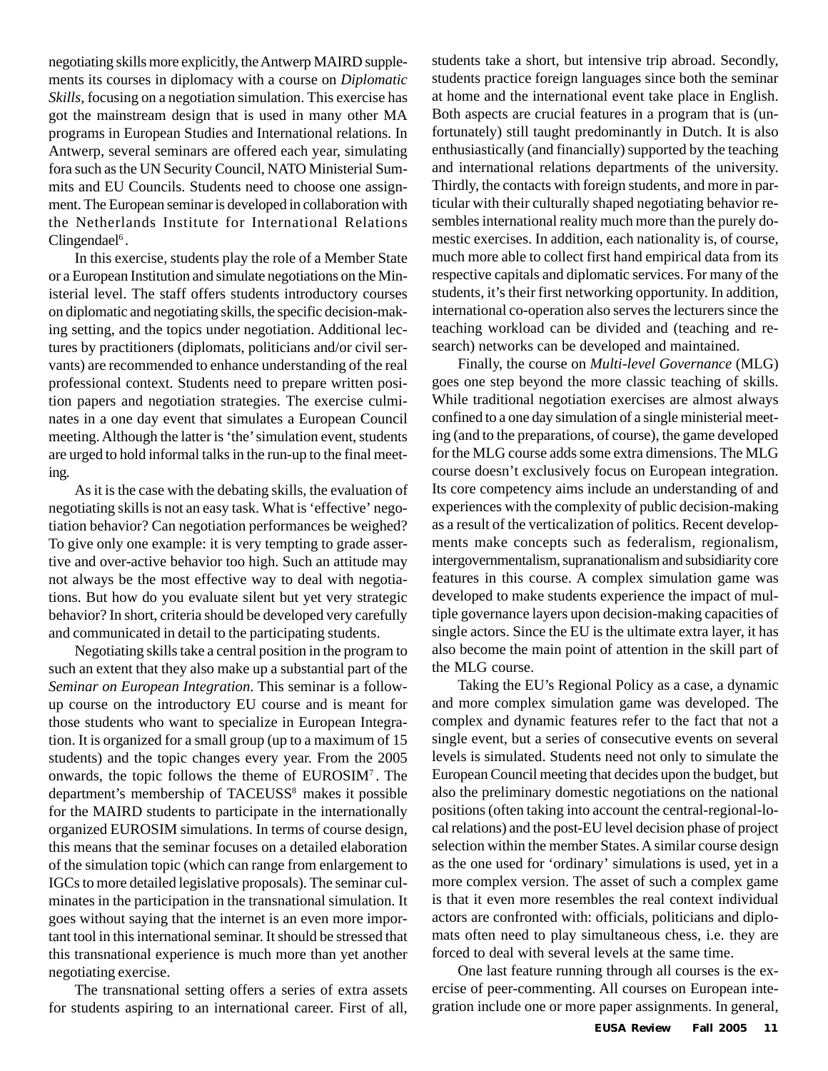negotiating skills more explicitly, the Antwerp MAIRD supplements its courses in diplomacy with a course on *Diplomatic Skills*, focusing on a negotiation simulation. This exercise has got the mainstream design that is used in many other MA programs in European Studies and International relations. In Antwerp, several seminars are offered each year, simulating fora such as the UN Security Council, NATO Ministerial Summits and EU Councils. Students need to choose one assignment. The European seminar is developed in collaboration with the Netherlands Institute for International Relations Clingendael[6].

In this exercise, students play the role of a Member State or a European Institution and simulate negotiations on the Ministerial level. The staff offers students introductory courses on diplomatic and negotiating skills, the specific decision-making setting, and the topics under negotiation. Additional lectures by practitioners (diplomats, politicians and/or civil servants) are recommended to enhance understanding of the real professional context. Students need to prepare written position papers and negotiation strategies. The exercise culminates in a one day event that simulates a European Council meeting. Although the latter is 'the' simulation event, students are urged to hold informal talks in the run-up to the final meeting.

As it is the case with the debating skills, the evaluation of negotiating skills is not an easy task. What is 'effective' negotiation behavior? Can negotiation performances be weighed? To give only one example: it is very tempting to grade assertive and over-active behavior too high. Such an attitude may not always be the most effective way to deal with negotiations. But how do you evaluate silent but yet very strategic behavior? In short, criteria should be developed very carefully and communicated in detail to the participating students.

Negotiating skills take a central position in the program to such an extent that they also make up a substantial part of the *Seminar on European Integration*. This seminar is a follow-up course on the introductory EU course and is meant for those students who want to specialize in European Integration. It is organized for a small group (up to a maximum of 15 students) and the topic changes every year. From the 2005 onwards, the topic follows the theme of EUROSIM[7]. The department's membership of TACEUSS[8] makes it possible for the MAIRD students to participate in the internationally organized EUROSIM simulations. In terms of course design, this means that the seminar focuses on a detailed elaboration of the simulation topic (which can range from enlargement to IGCs to more detailed legislative proposals). The seminar culminates in the participation in the transnational simulation. It goes without saying that the internet is an even more important tool in this international seminar. It should be stressed that this transnational experience is much more than yet another negotiating exercise.

The transnational setting offers a series of extra assets for students aspiring to an international career. First of all, students take a short, but intensive trip abroad. Secondly, students practice foreign languages since both the seminar at home and the international event take place in English. Both aspects are crucial features in a program that is (unfortunately) still taught predominantly in Dutch. It is also enthusiastically (and financially) supported by the teaching and international relations departments of the university. Thirdly, the contacts with foreign students, and more in particular with their culturally shaped negotiating behavior resembles international reality much more than the purely domestic exercises. In addition, each nationality is, of course, much more able to collect first hand empirical data from its respective capitals and diplomatic services. For many of the students, it's their first networking opportunity. In addition, international co-operation also serves the lecturers since the teaching workload can be divided and (teaching and research) networks can be developed and maintained.

Finally, the course on *Multi-level Governance* (MLG) goes one step beyond the more classic teaching of skills. While traditional negotiation exercises are almost always confined to a one day simulation of a single ministerial meeting (and to the preparations, of course), the game developed for the MLG course adds some extra dimensions. The MLG course doesn't exclusively focus on European integration. Its core competency aims include an understanding of and experiences with the complexity of public decision-making as a result of the verticalization of politics. Recent developments make concepts such as federalism, regionalism, intergovernmentalism, supranationalism and subsidiarity core features in this course. A complex simulation game was developed to make students experience the impact of multiple governance layers upon decision-making capacities of single actors. Since the EU is the ultimate extra layer, it has also become the main point of attention in the skill part of the MLG course.

Taking the EU's Regional Policy as a case, a dynamic and more complex simulation game was developed. The complex and dynamic features refer to the fact that not a single event, but a series of consecutive events on several levels is simulated. Students need not only to simulate the European Council meeting that decides upon the budget, but also the preliminary domestic negotiations on the national positions (often taking into account the central-regional-local relations) and the post-EU level decision phase of project selection within the member States. A similar course design as the one used for 'ordinary' simulations is used, yet in a more complex version. The asset of such a complex game is that it even more resembles the real context individual actors are confronted with: officials, politicians and diplomats often need to play simultaneous chess, i.e. they are forced to deal with several levels at the same time.

One last feature running through all courses is the exercise of peer-commenting. All courses on European integration include one or more paper assignments. In general,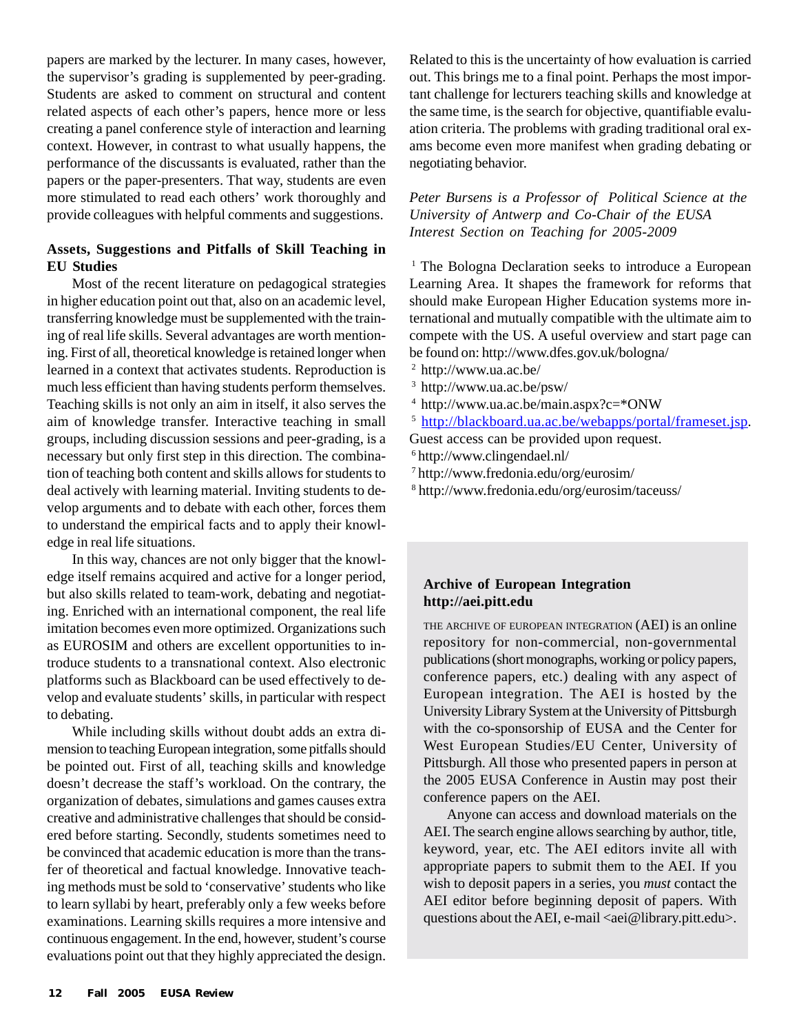papers are marked by the lecturer. In many cases, however, the supervisor's grading is supplemented by peer-grading. Students are asked to comment on structural and content related aspects of each other's papers, hence more or less creating a panel conference style of interaction and learning context. However, in contrast to what usually happens, the performance of the discussants is evaluated, rather than the papers or the paper-presenters. That way, students are even more stimulated to read each others' work thoroughly and provide colleagues with helpful comments and suggestions.

### Assets, Suggestions and Pitfalls of Skill Teaching in EU Studies

Most of the recent literature on pedagogical strategies in higher education point out that, also on an academic level, transferring knowledge must be supplemented with the training of real life skills. Several advantages are worth mentioning. First of all, theoretical knowledge is retained longer when learned in a context that activates students. Reproduction is much less efficient than having students perform themselves. Teaching skills is not only an aim in itself, it also serves the aim of knowledge transfer. Interactive teaching in small groups, including discussion sessions and peer-grading, is a necessary but only first step in this direction. The combination of teaching both content and skills allows for students to deal actively with learning material. Inviting students to develop arguments and to debate with each other, forces them to understand the empirical facts and to apply their knowledge in real life situations.

In this way, chances are not only bigger that the knowledge itself remains acquired and active for a longer period, but also skills related to team-work, debating and negotiating. Enriched with an international component, the real life imitation becomes even more optimized. Organizations such as EUROSIM and others are excellent opportunities to introduce students to a transnational context. Also electronic platforms such as Blackboard can be used effectively to develop and evaluate students' skills, in particular with respect to debating.

While including skills without doubt adds an extra dimension to teaching European integration, some pitfalls should be pointed out. First of all, teaching skills and knowledge doesn't decrease the staff's workload. On the contrary, the organization of debates, simulations and games causes extra creative and administrative challenges that should be considered before starting. Secondly, students sometimes need to be convinced that academic education is more than the transfer of theoretical and factual knowledge. Innovative teaching methods must be sold to 'conservative' students who like to learn syllabi by heart, preferably only a few weeks before examinations. Learning skills requires a more intensive and continuous engagement. In the end, however, student's course evaluations point out that they highly appreciated the design. Related to this is the uncertainty of how evaluation is carried out. This brings me to a final point. Perhaps the most important challenge for lecturers teaching skills and knowledge at the same time, is the search for objective, quantifiable evaluation criteria. The problems with grading traditional oral exams become even more manifest when grading debating or negotiating behavior.

*Peter Bursens is a Professor of Political Science at the University of Antwerp and Co-Chair of the EUSA Interest Section on Teaching for 2005-2009*

[1] The Bologna Declaration seeks to introduce a European Learning Area. It shapes the framework for reforms that should make European Higher Education systems more international and mutually compatible with the ultimate aim to compete with the US. A useful overview and start page can be found on: http://www.dfes.gov.uk/bologna/

[2] http://www.ua.ac.be/

[3] http://www.ua.ac.be/psw/

[4] http://www.ua.ac.be/main.aspx?c=*ONW

[5] http://blackboard.ua.ac.be/webapps/portal/frameset.jsp. Guest access can be provided upon request.

[6] http://www.clingendael.nl/

[7] http://www.fredonia.edu/org/eurosim/

[8] http://www.fredonia.edu/org/eurosim/taceuss/

---

**Archive of European Integration**
**http://aei.pitt.edu**

THE ARCHIVE OF EUROPEAN INTEGRATION (AEI) is an online repository for non-commercial, non-governmental publications (short monographs, working or policy papers, conference papers, etc.) dealing with any aspect of European integration. The AEI is hosted by the University Library System at the University of Pittsburgh with the co-sponsorship of EUSA and the Center for West European Studies/EU Center, University of Pittsburgh. All those who presented papers in person at the 2005 EUSA Conference in Austin may post their conference papers on the AEI.

Anyone can access and download materials on the AEI. The search engine allows searching by author, title, keyword, year, etc. The AEI editors invite all with appropriate papers to submit them to the AEI. If you wish to deposit papers in a series, you *must* contact the AEI editor before beginning deposit of papers. With questions about the AEI, e-mail <aei@library.pitt.edu>.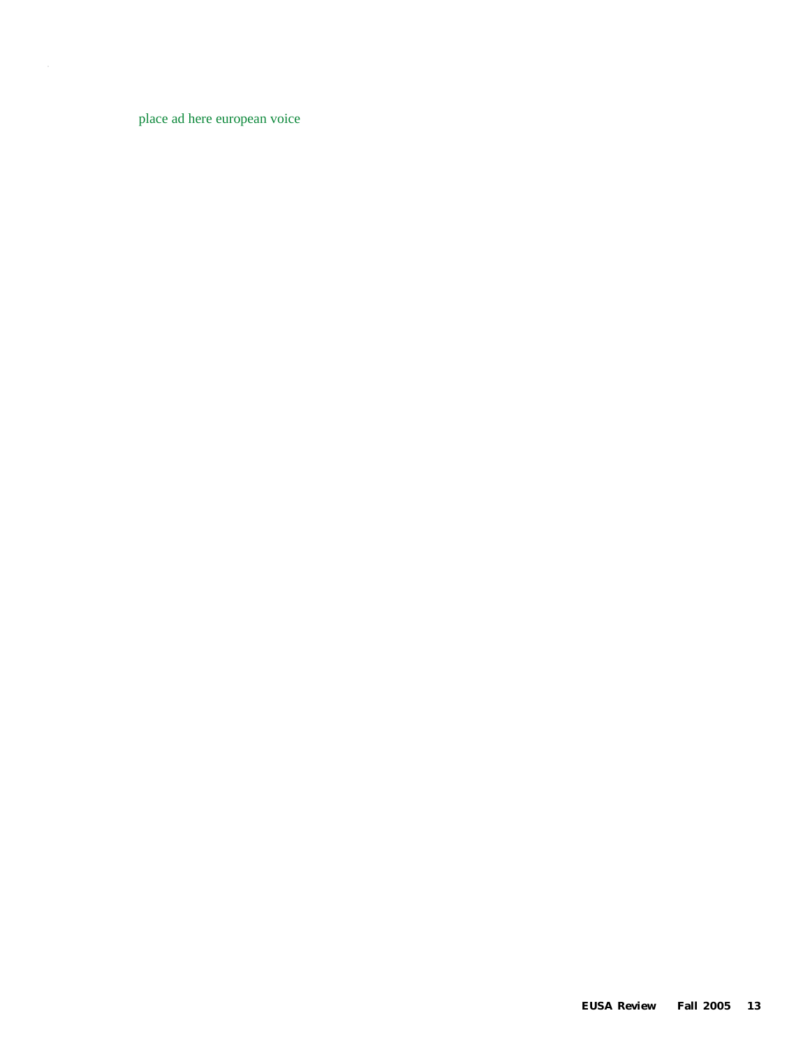place ad here european voice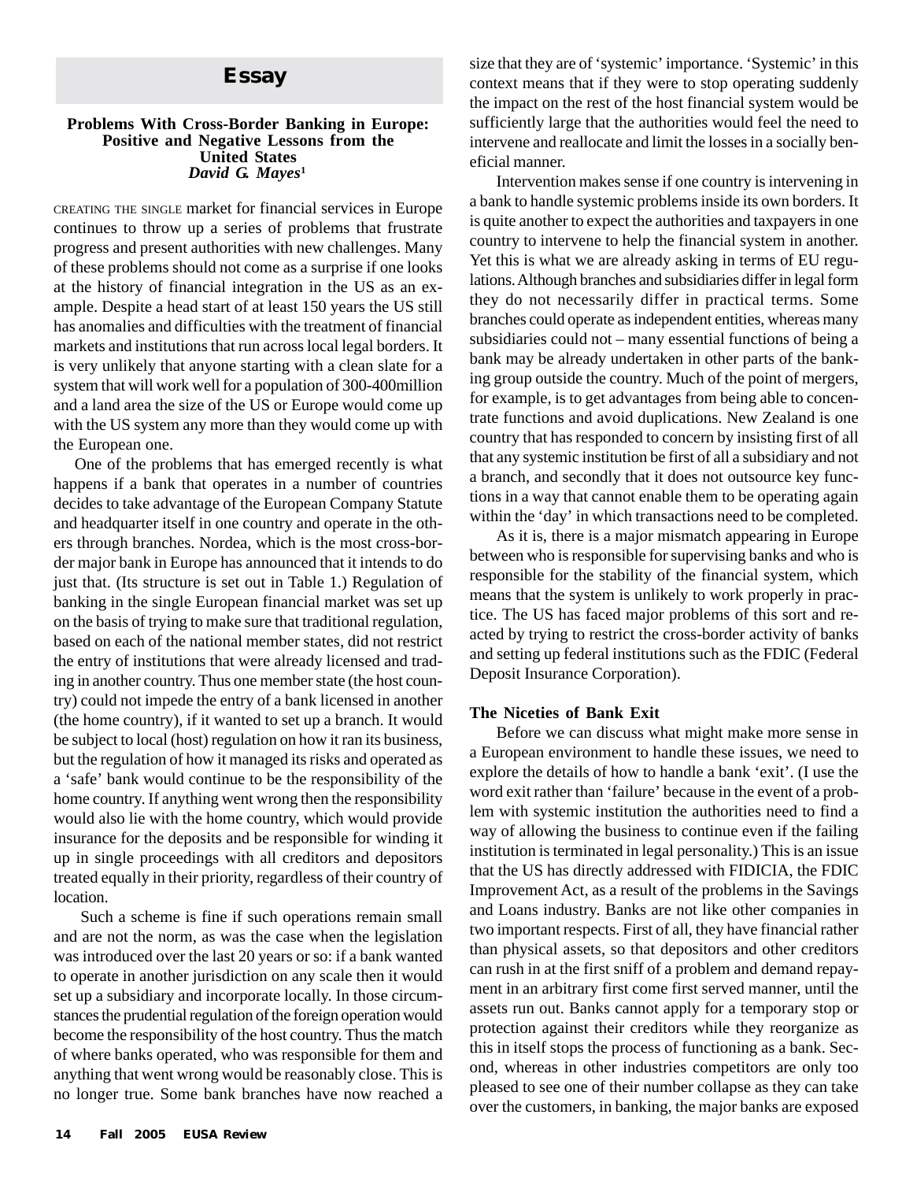# Essay

### Problems With Cross-Border Banking in Europe: Positive and Negative Lessons from the United States

***David G. Mayes***[1]

CREATING THE SINGLE market for financial services in Europe continues to throw up a series of problems that frustrate progress and present authorities with new challenges. Many of these problems should not come as a surprise if one looks at the history of financial integration in the US as an example. Despite a head start of at least 150 years the US still has anomalies and difficulties with the treatment of financial markets and institutions that run across local legal borders. It is very unlikely that anyone starting with a clean slate for a system that will work well for a population of 300-400million and a land area the size of the US or Europe would come up with the US system any more than they would come up with the European one.

One of the problems that has emerged recently is what happens if a bank that operates in a number of countries decides to take advantage of the European Company Statute and headquarter itself in one country and operate in the others through branches. Nordea, which is the most cross-border major bank in Europe has announced that it intends to do just that. (Its structure is set out in Table 1.) Regulation of banking in the single European financial market was set up on the basis of trying to make sure that traditional regulation, based on each of the national member states, did not restrict the entry of institutions that were already licensed and trading in another country. Thus one member state (the host country) could not impede the entry of a bank licensed in another (the home country), if it wanted to set up a branch. It would be subject to local (host) regulation on how it ran its business, but the regulation of how it managed its risks and operated as a 'safe' bank would continue to be the responsibility of the home country. If anything went wrong then the responsibility would also lie with the home country, which would provide insurance for the deposits and be responsible for winding it up in single proceedings with all creditors and depositors treated equally in their priority, regardless of their country of location.

Such a scheme is fine if such operations remain small and are not the norm, as was the case when the legislation was introduced over the last 20 years or so: if a bank wanted to operate in another jurisdiction on any scale then it would set up a subsidiary and incorporate locally. In those circumstances the prudential regulation of the foreign operation would become the responsibility of the host country. Thus the match of where banks operated, who was responsible for them and anything that went wrong would be reasonably close. This is no longer true. Some bank branches have now reached a size that they are of 'systemic' importance. 'Systemic' in this context means that if they were to stop operating suddenly the impact on the rest of the host financial system would be sufficiently large that the authorities would feel the need to intervene and reallocate and limit the losses in a socially beneficial manner.

Intervention makes sense if one country is intervening in a bank to handle systemic problems inside its own borders. It is quite another to expect the authorities and taxpayers in one country to intervene to help the financial system in another. Yet this is what we are already asking in terms of EU regulations. Although branches and subsidiaries differ in legal form they do not necessarily differ in practical terms. Some branches could operate as independent entities, whereas many subsidiaries could not – many essential functions of being a bank may be already undertaken in other parts of the banking group outside the country. Much of the point of mergers, for example, is to get advantages from being able to concentrate functions and avoid duplications. New Zealand is one country that has responded to concern by insisting first of all that any systemic institution be first of all a subsidiary and not a branch, and secondly that it does not outsource key functions in a way that cannot enable them to be operating again within the 'day' in which transactions need to be completed.

As it is, there is a major mismatch appearing in Europe between who is responsible for supervising banks and who is responsible for the stability of the financial system, which means that the system is unlikely to work properly in practice. The US has faced major problems of this sort and reacted by trying to restrict the cross-border activity of banks and setting up federal institutions such as the FDIC (Federal Deposit Insurance Corporation).

### The Niceties of Bank Exit

Before we can discuss what might make more sense in a European environment to handle these issues, we need to explore the details of how to handle a bank 'exit'. (I use the word exit rather than 'failure' because in the event of a problem with systemic institution the authorities need to find a way of allowing the business to continue even if the failing institution is terminated in legal personality.) This is an issue that the US has directly addressed with FIDICIA, the FDIC Improvement Act, as a result of the problems in the Savings and Loans industry. Banks are not like other companies in two important respects. First of all, they have financial rather than physical assets, so that depositors and other creditors can rush in at the first sniff of a problem and demand repayment in an arbitrary first come first served manner, until the assets run out. Banks cannot apply for a temporary stop or protection against their creditors while they reorganize as this in itself stops the process of functioning as a bank. Second, whereas in other industries competitors are only too pleased to see one of their number collapse as they can take over the customers, in banking, the major banks are exposed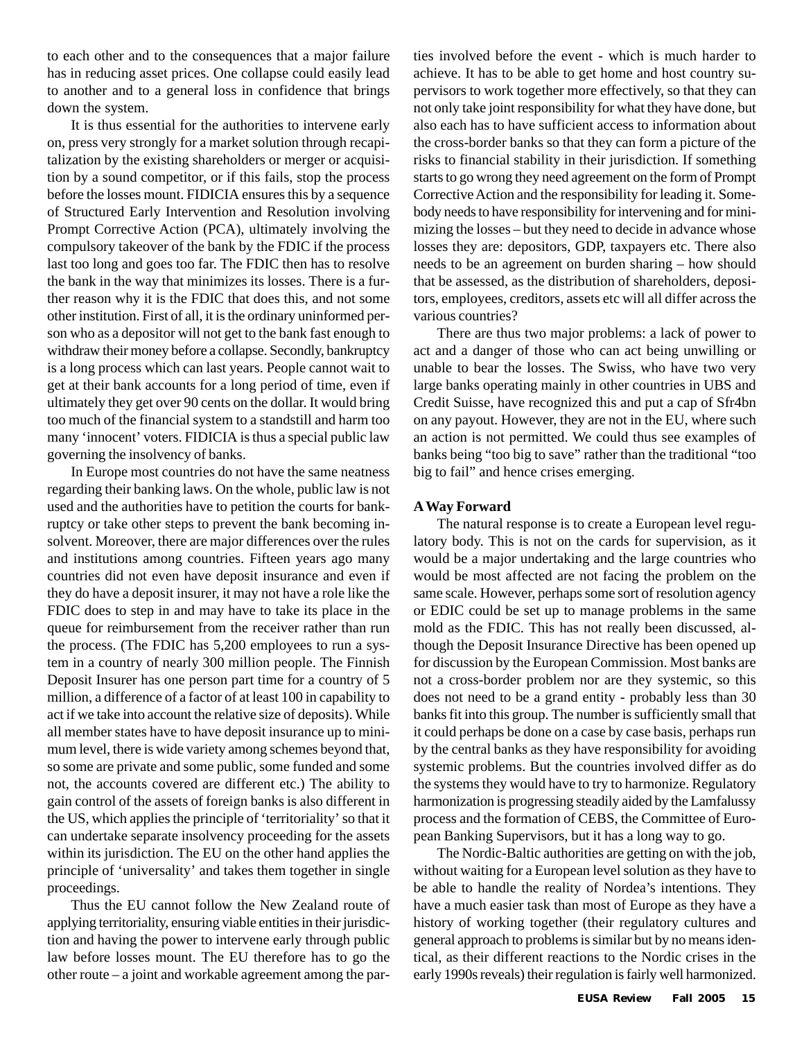to each other and to the consequences that a major failure has in reducing asset prices. One collapse could easily lead to another and to a general loss in confidence that brings down the system.

It is thus essential for the authorities to intervene early on, press very strongly for a market solution through recapitalization by the existing shareholders or merger or acquisition by a sound competitor, or if this fails, stop the process before the losses mount. FIDICIA ensures this by a sequence of Structured Early Intervention and Resolution involving Prompt Corrective Action (PCA), ultimately involving the compulsory takeover of the bank by the FDIC if the process last too long and goes too far. The FDIC then has to resolve the bank in the way that minimizes its losses. There is a further reason why it is the FDIC that does this, and not some other institution. First of all, it is the ordinary uninformed person who as a depositor will not get to the bank fast enough to withdraw their money before a collapse. Secondly, bankruptcy is a long process which can last years. People cannot wait to get at their bank accounts for a long period of time, even if ultimately they get over 90 cents on the dollar. It would bring too much of the financial system to a standstill and harm too many 'innocent' voters. FIDICIA is thus a special public law governing the insolvency of banks.

In Europe most countries do not have the same neatness regarding their banking laws. On the whole, public law is not used and the authorities have to petition the courts for bankruptcy or take other steps to prevent the bank becoming insolvent. Moreover, there are major differences over the rules and institutions among countries. Fifteen years ago many countries did not even have deposit insurance and even if they do have a deposit insurer, it may not have a role like the FDIC does to step in and may have to take its place in the queue for reimbursement from the receiver rather than run the process. (The FDIC has 5,200 employees to run a system in a country of nearly 300 million people. The Finnish Deposit Insurer has one person part time for a country of 5 million, a difference of a factor of at least 100 in capability to act if we take into account the relative size of deposits). While all member states have to have deposit insurance up to minimum level, there is wide variety among schemes beyond that, so some are private and some public, some funded and some not, the accounts covered are different etc.) The ability to gain control of the assets of foreign banks is also different in the US, which applies the principle of 'territoriality' so that it can undertake separate insolvency proceeding for the assets within its jurisdiction. The EU on the other hand applies the principle of 'universality' and takes them together in single proceedings.

Thus the EU cannot follow the New Zealand route of applying territoriality, ensuring viable entities in their jurisdiction and having the power to intervene early through public law before losses mount. The EU therefore has to go the other route – a joint and workable agreement among the parties involved before the event - which is much harder to achieve. It has to be able to get home and host country supervisors to work together more effectively, so that they can not only take joint responsibility for what they have done, but also each has to have sufficient access to information about the cross-border banks so that they can form a picture of the risks to financial stability in their jurisdiction. If something starts to go wrong they need agreement on the form of Prompt Corrective Action and the responsibility for leading it. Somebody needs to have responsibility for intervening and for minimizing the losses – but they need to decide in advance whose losses they are: depositors, GDP, taxpayers etc. There also needs to be an agreement on burden sharing – how should that be assessed, as the distribution of shareholders, depositors, employees, creditors, assets etc will all differ across the various countries?

There are thus two major problems: a lack of power to act and a danger of those who can act being unwilling or unable to bear the losses. The Swiss, who have two very large banks operating mainly in other countries in UBS and Credit Suisse, have recognized this and put a cap of Sfr4bn on any payout. However, they are not in the EU, where such an action is not permitted. We could thus see examples of banks being "too big to save" rather than the traditional "too big to fail" and hence crises emerging.

**A Way Forward**

The natural response is to create a European level regulatory body. This is not on the cards for supervision, as it would be a major undertaking and the large countries who would be most affected are not facing the problem on the same scale. However, perhaps some sort of resolution agency or EDIC could be set up to manage problems in the same mold as the FDIC. This has not really been discussed, although the Deposit Insurance Directive has been opened up for discussion by the European Commission. Most banks are not a cross-border problem nor are they systemic, so this does not need to be a grand entity - probably less than 30 banks fit into this group. The number is sufficiently small that it could perhaps be done on a case by case basis, perhaps run by the central banks as they have responsibility for avoiding systemic problems. But the countries involved differ as do the systems they would have to try to harmonize. Regulatory harmonization is progressing steadily aided by the Lamfalussy process and the formation of CEBS, the Committee of European Banking Supervisors, but it has a long way to go.

The Nordic-Baltic authorities are getting on with the job, without waiting for a European level solution as they have to be able to handle the reality of Nordea's intentions. They have a much easier task than most of Europe as they have a history of working together (their regulatory cultures and general approach to problems is similar but by no means identical, as their different reactions to the Nordic crises in the early 1990s reveals) their regulation is fairly well harmonized.